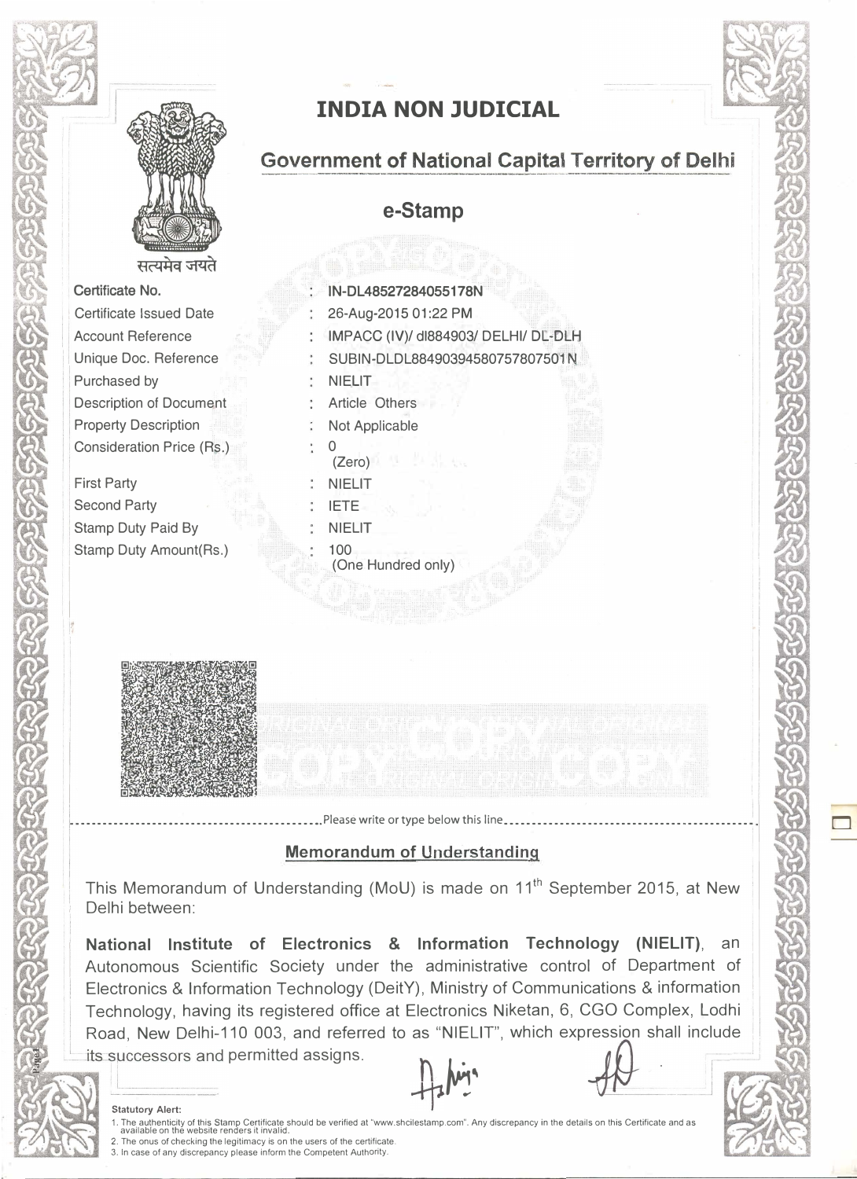# INDIA NON JUDICIAL

## Government of National Capital Territory of Delhi

## e-Stamp

सत्यमेव जयते

| | | |
|---|---|---|
| **Certificate No.** | : | **IN-DL48527284055178N** |
| Certificate Issued Date | : | 26-Aug-2015 01:22 PM |
| Account Reference | : | IMPACC (IV)/ dl884903/ DELHI/ DL-DLH |
| Unique Doc. Reference | : | SUBIN-DLDL88490394580757807501N |
| Purchased by | : | NIELIT |
| Description of Document | : | Article Others |
| Property Description | : | Not Applicable |
| Consideration Price (Rs.) | : | 0 (Zero) |
| First Party | : | NIELIT |
| Second Party | : | IETE |
| Stamp Duty Paid By | : | NIELIT |
| Stamp Duty Amount(Rs.) | : | 100 (One Hundred only) |

Please write or type below this line

## Memorandum of Understanding

This Memorandum of Understanding (MoU) is made on 11th September 2015, at New Delhi between:

**National Institute of Electronics & Information Technology (NIELIT)**, an Autonomous Scientific Society under the administrative control of Department of Electronics & Information Technology (DeitY), Ministry of Communications & information Technology, having its registered office at Electronics Niketan, 6, CGO Complex, Lodhi Road, New Delhi-110 003, and referred to as "NIELIT", which expression shall include its successors and permitted assigns.

**Statutory Alert:**

1. The authenticity of this Stamp Certificate should be verified at "www.shcilestamp.com". Any discrepancy in the details on this Certificate and as available on the website renders it invalid.
2. The onus of checking the legitimacy is on the users of the certificate.
3. In case of any discrepancy please inform the Competent Authority.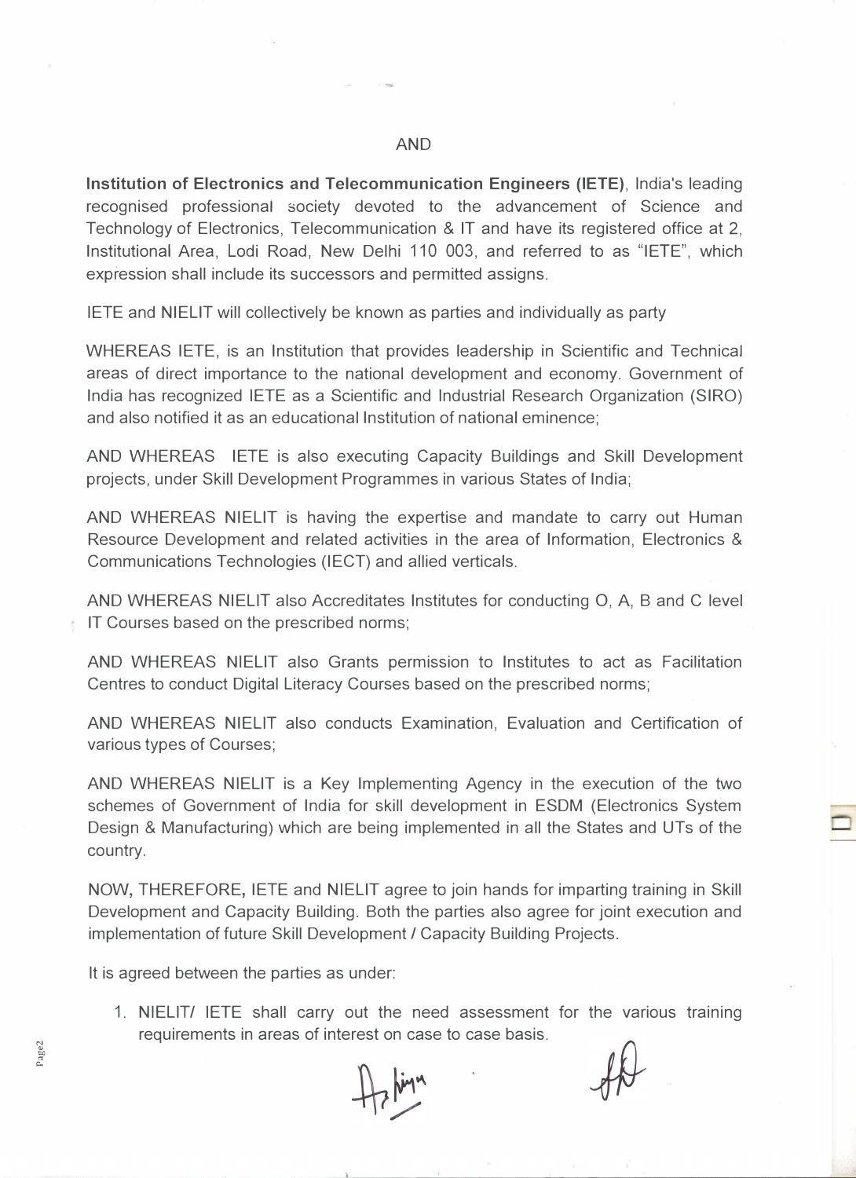AND

**Institution of Electronics and Telecommunication Engineers (IETE)**, India's leading recognised professional society devoted to the advancement of Science and Technology of Electronics, Telecommunication & IT and have its registered office at 2, Institutional Area, Lodi Road, New Delhi 110 003, and referred to as "IETE", which expression shall include its successors and permitted assigns.

IETE and NIELIT will collectively be known as parties and individually as party

WHEREAS IETE, is an Institution that provides leadership in Scientific and Technical areas of direct importance to the national development and economy. Government of India has recognized IETE as a Scientific and Industrial Research Organization (SIRO) and also notified it as an educational Institution of national eminence;

AND WHEREAS IETE is also executing Capacity Buildings and Skill Development projects, under Skill Development Programmes in various States of India;

AND WHEREAS NIELIT is having the expertise and mandate to carry out Human Resource Development and related activities in the area of Information, Electronics & Communications Technologies (IECT) and allied verticals.

AND WHEREAS NIELIT also Accreditates Institutes for conducting O, A, B and C level IT Courses based on the prescribed norms;

AND WHEREAS NIELIT also Grants permission to Institutes to act as Facilitation Centres to conduct Digital Literacy Courses based on the prescribed norms;

AND WHEREAS NIELIT also conducts Examination, Evaluation and Certification of various types of Courses;

AND WHEREAS NIELIT is a Key Implementing Agency in the execution of the two schemes of Government of India for skill development in ESDM (Electronics System Design & Manufacturing) which are being implemented in all the States and UTs of the country.

NOW, THEREFORE, IETE and NIELIT agree to join hands for imparting training in Skill Development and Capacity Building. Both the parties also agree for joint execution and implementation of future Skill Development / Capacity Building Projects.

It is agreed between the parties as under:

1. NIELIT/ IETE shall carry out the need assessment for the various training requirements in areas of interest on case to case basis.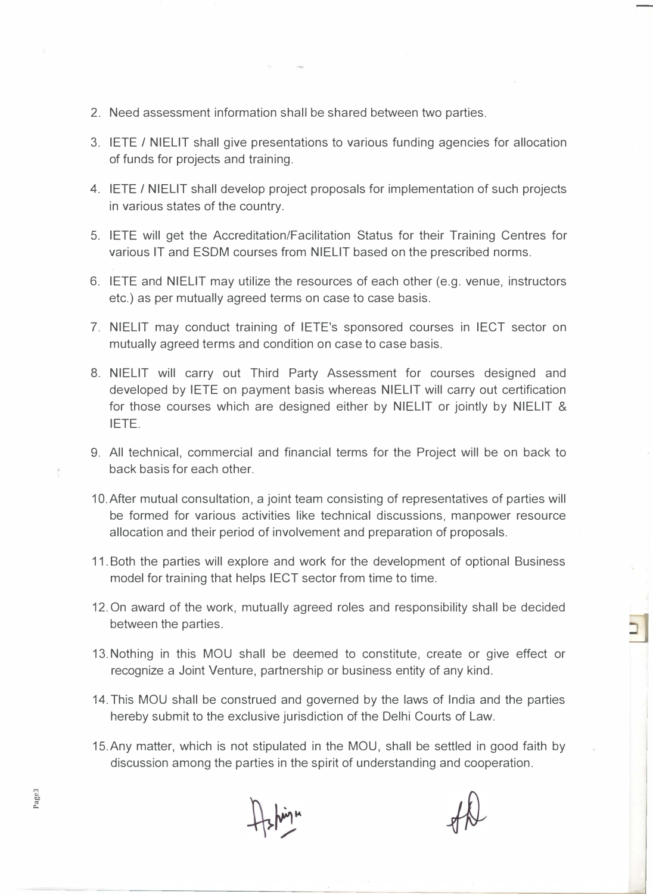2. Need assessment information shall be shared between two parties.
3. IETE / NIELIT shall give presentations to various funding agencies for allocation of funds for projects and training.
4. IETE / NIELIT shall develop project proposals for implementation of such projects in various states of the country.
5. IETE will get the Accreditation/Facilitation Status for their Training Centres for various IT and ESDM courses from NIELIT based on the prescribed norms.
6. IETE and NIELIT may utilize the resources of each other (e.g. venue, instructors etc.) as per mutually agreed terms on case to case basis.
7. NIELIT may conduct training of IETE's sponsored courses in IECT sector on mutually agreed terms and condition on case to case basis.
8. NIELIT will carry out Third Party Assessment for courses designed and developed by IETE on payment basis whereas NIELIT will carry out certification for those courses which are designed either by NIELIT or jointly by NIELIT & IETE.
9. All technical, commercial and financial terms for the Project will be on back to back basis for each other.
10. After mutual consultation, a joint team consisting of representatives of parties will be formed for various activities like technical discussions, manpower resource allocation and their period of involvement and preparation of proposals.
11. Both the parties will explore and work for the development of optional Business model for training that helps IECT sector from time to time.
12. On award of the work, mutually agreed roles and responsibility shall be decided between the parties.
13. Nothing in this MOU shall be deemed to constitute, create or give effect or recognize a Joint Venture, partnership or business entity of any kind.
14. This MOU shall be construed and governed by the laws of India and the parties hereby submit to the exclusive jurisdiction of the Delhi Courts of Law.
15. Any matter, which is not stipulated in the MOU, shall be settled in good faith by discussion among the parties in the spirit of understanding and cooperation.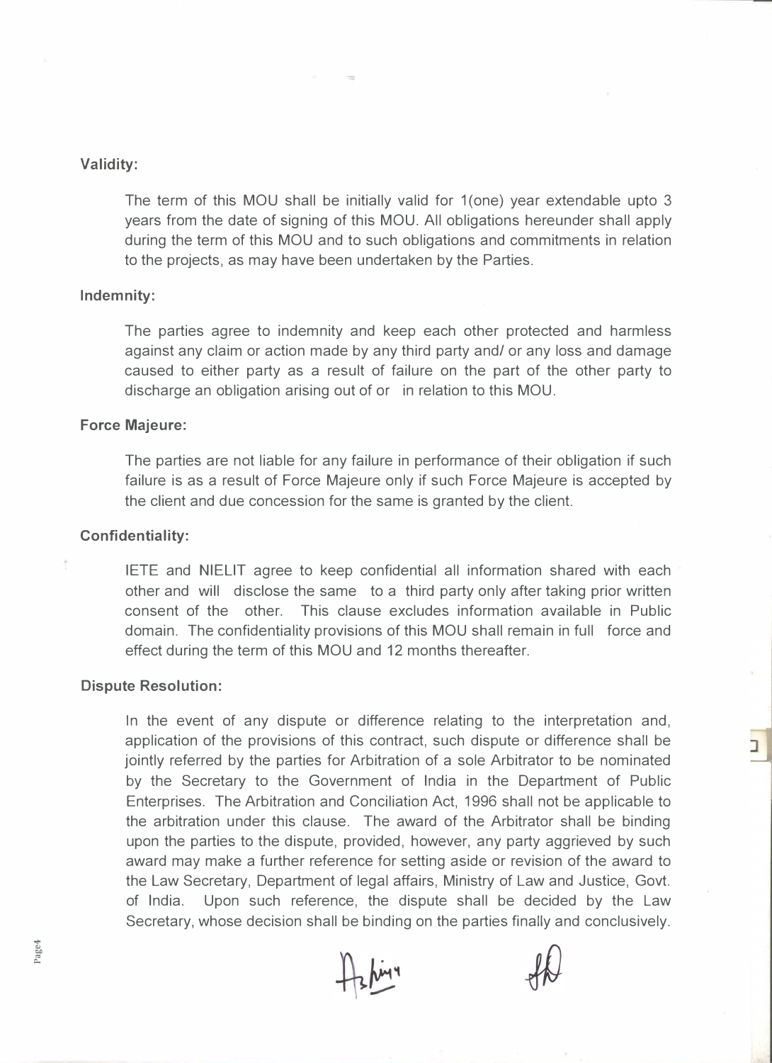**Validity:**

The term of this MOU shall be initially valid for 1(one) year extendable upto 3 years from the date of signing of this MOU. All obligations hereunder shall apply during the term of this MOU and to such obligations and commitments in relation to the projects, as may have been undertaken by the Parties.

**Indemnity:**

The parties agree to indemnity and keep each other protected and harmless against any claim or action made by any third party and/ or any loss and damage caused to either party as a result of failure on the part of the other party to discharge an obligation arising out of or in relation to this MOU.

**Force Majeure:**

The parties are not liable for any failure in performance of their obligation if such failure is as a result of Force Majeure only if such Force Majeure is accepted by the client and due concession for the same is granted by the client.

**Confidentiality:**

IETE and NIELIT agree to keep confidential all information shared with each other and will disclose the same to a third party only after taking prior written consent of the other. This clause excludes information available in Public domain. The confidentiality provisions of this MOU shall remain in full force and effect during the term of this MOU and 12 months thereafter.

**Dispute Resolution:**

In the event of any dispute or difference relating to the interpretation and, application of the provisions of this contract, such dispute or difference shall be jointly referred by the parties for Arbitration of a sole Arbitrator to be nominated by the Secretary to the Government of India in the Department of Public Enterprises. The Arbitration and Conciliation Act, 1996 shall not be applicable to the arbitration under this clause. The award of the Arbitrator shall be binding upon the parties to the dispute, provided, however, any party aggrieved by such award may make a further reference for setting aside or revision of the award to the Law Secretary, Department of legal affairs, Ministry of Law and Justice, Govt. of India. Upon such reference, the dispute shall be decided by the Law Secretary, whose decision shall be binding on the parties finally and conclusively.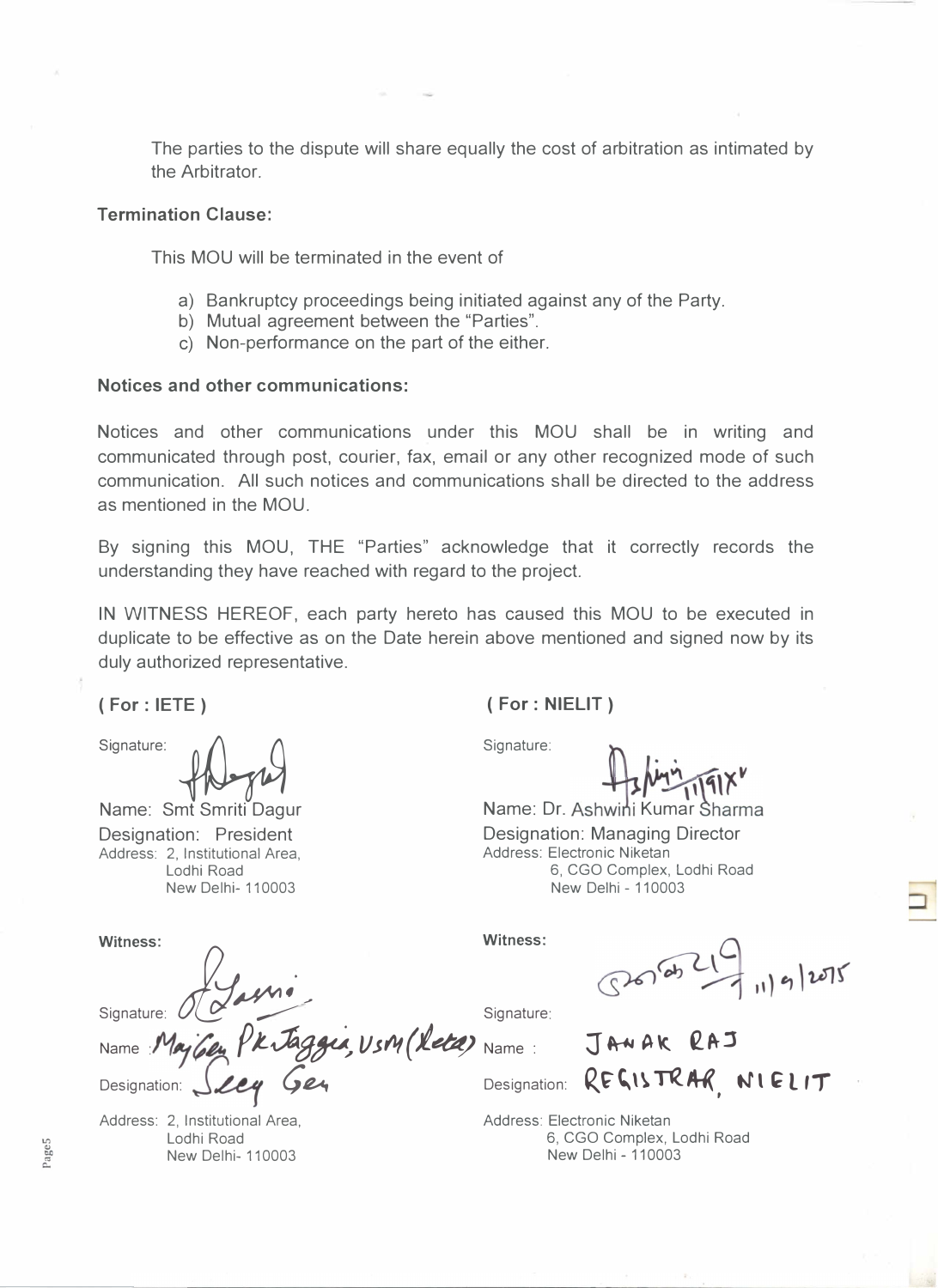The parties to the dispute will share equally the cost of arbitration as intimated by the Arbitrator.

**Termination Clause:**

This MOU will be terminated in the event of

a) Bankruptcy proceedings being initiated against any of the Party.
b) Mutual agreement between the "Parties".
c) Non-performance on the part of the either.

**Notices and other communications:**

Notices and other communications under this MOU shall be in writing and communicated through post, courier, fax, email or any other recognized mode of such communication. All such notices and communications shall be directed to the address as mentioned in the MOU.

By signing this MOU, THE "Parties" acknowledge that it correctly records the understanding they have reached with regard to the project.

IN WITNESS HEREOF, each party hereto has caused this MOU to be executed in duplicate to be effective as on the Date herein above mentioned and signed now by its duly authorized representative.

**( For : IETE )**

Signature:

Name: Smt Smriti Dagur
Designation: President
Address: 2, Institutional Area, Lodhi Road New Delhi- 110003

**Witness:**

Signature:

Name : Maj Gen PK Jaggia, VSM (Retd)
Designation: Secy Gen
Address: 2, Institutional Area, Lodhi Road New Delhi- 110003

**( For : NIELIT )**

Signature: 11/9/15

Name: Dr. Ashwini Kumar Sharma
Designation: Managing Director
Address: Electronic Niketan 6, CGO Complex, Lodhi Road New Delhi - 110003

**Witness:**

Signature: 11/9/2015

Name : JANAK RAJ
Designation: REGISTRAR, NIELIT
Address: Electronic Niketan 6, CGO Complex, Lodhi Road New Delhi - 110003